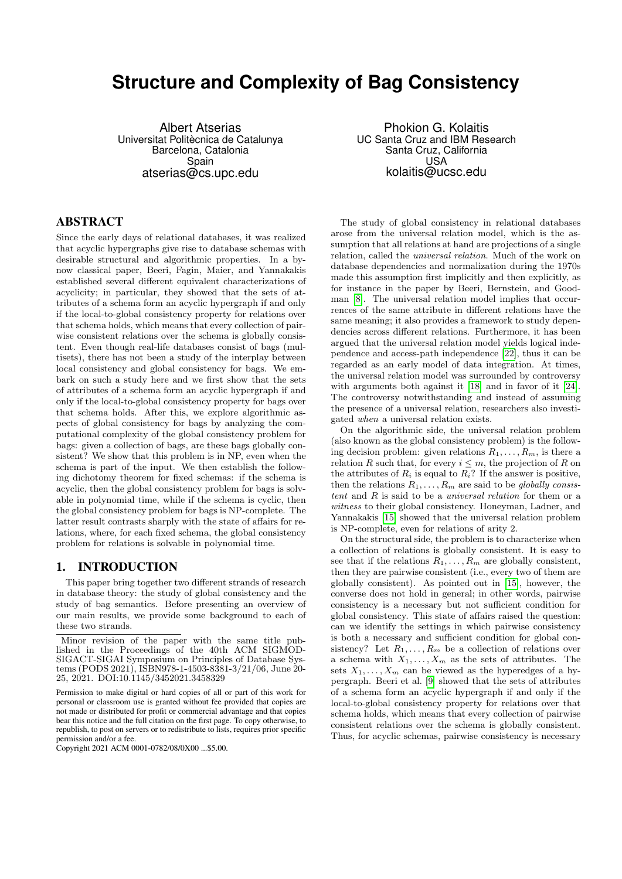# Structure and Complexity of Bag Consistency

Albert Atserias
Universitat Politècnica de Catalunya
Barcelona, Catalonia
Spain
atserias@cs.upc.edu

Phokion G. Kolaitis
UC Santa Cruz and IBM Research
Santa Cruz, California
USA
kolaitis@ucsc.edu

## ABSTRACT

Since the early days of relational databases, it was realized that acyclic hypergraphs give rise to database schemas with desirable structural and algorithmic properties. In a by-now classical paper, Beeri, Fagin, Maier, and Yannakakis established several different equivalent characterizations of acyclicity; in particular, they showed that the sets of attributes of a schema form an acyclic hypergraph if and only if the local-to-global consistency property for relations over that schema holds, which means that every collection of pairwise consistent relations over the schema is globally consistent. Even though real-life databases consist of bags (multisets), there has not been a study of the interplay between local consistency and global consistency for bags. We embark on such a study here and we first show that the sets of attributes of a schema form an acyclic hypergraph if and only if the local-to-global consistency property for bags over that schema holds. After this, we explore algorithmic aspects of global consistency for bags by analyzing the computational complexity of the global consistency problem for bags: given a collection of bags, are these bags globally consistent? We show that this problem is in NP, even when the schema is part of the input. We then establish the following dichotomy theorem for fixed schemas: if the schema is acyclic, then the global consistency problem for bags is solvable in polynomial time, while if the schema is cyclic, then the global consistency problem for bags is NP-complete. The latter result contrasts sharply with the state of affairs for relations, where, for each fixed schema, the global consistency problem for relations is solvable in polynomial time.

## 1. INTRODUCTION

This paper bring together two different strands of research in database theory: the study of global consistency and the study of bag semantics. Before presenting an overview of our main results, we provide some background to each of these two strands.

Minor revision of the paper with the same title published in the Proceedings of the 40th ACM SIGMOD-SIGACT-SIGAI Symposium on Principles of Database Systems (PODS 2021), ISBN978-1-4503-8381-3/21/06, June 20-25, 2021. DOI:10.1145/3452021.3458329

Permission to make digital or hard copies of all or part of this work for personal or classroom use is granted without fee provided that copies are not made or distributed for profit or commercial advantage and that copies bear this notice and the full citation on the first page. To copy otherwise, to republish, to post on servers or to redistribute to lists, requires prior specific permission and/or a fee.
Copyright 2021 ACM 0001-0782/08/0X00 ...$5.00.

The study of global consistency in relational databases arose from the universal relation model, which is the assumption that all relations at hand are projections of a single relation, called the *universal relation*. Much of the work on database dependencies and normalization during the 1970s made this assumption first implicitly and then explicitly, as for instance in the paper by Beeri, Bernstein, and Goodman [8]. The universal relation model implies that occurrences of the same attribute in different relations have the same meaning; it also provides a framework to study dependencies across different relations. Furthermore, it has been argued that the universal relation model yields logical independence and access-path independence [22], thus it can be regarded as an early model of data integration. At times, the universal relation model was surrounded by controversy with arguments both against it [18] and in favor of it [24]. The controversy notwithstanding and instead of assuming the presence of a universal relation, researchers also investigated *when* a universal relation exists.

On the algorithmic side, the universal relation problem (also known as the global consistency problem) is the following decision problem: given relations $R_1, \ldots, R_m$, is there a relation $R$ such that, for every $i \le m$, the projection of $R$ on the attributes of $R_i$ is equal to $R_i$? If the answer is positive, then the relations $R_1, \ldots, R_m$ are said to be *globally consistent* and $R$ is said to be a *universal relation* for them or a *witness* to their global consistency. Honeyman, Ladner, and Yannakakis [15] showed that the universal relation problem is NP-complete, even for relations of arity 2.

On the structural side, the problem is to characterize when a collection of relations is globally consistent. It is easy to see that if the relations $R_1, \ldots, R_m$ are globally consistent, then they are pairwise consistent (i.e., every two of them are globally consistent). As pointed out in [15], however, the converse does not hold in general; in other words, pairwise consistency is a necessary but not sufficient condition for global consistency. This state of affairs raised the question: can we identify the settings in which pairwise consistency is both a necessary and sufficient condition for global consistency? Let $R_1, \ldots, R_m$ be a collection of relations over a schema with $X_1, \ldots, X_m$ as the sets of attributes. The sets $X_1, \ldots, X_m$ can be viewed as the hyperedges of a hypergraph. Beeri et al. [9] showed that the sets of attributes of a schema form an acyclic hypergraph if and only if the local-to-global consistency property for relations over that schema holds, which means that every collection of pairwise consistent relations over the schema is globally consistent. Thus, for acyclic schemas, pairwise consistency is necessary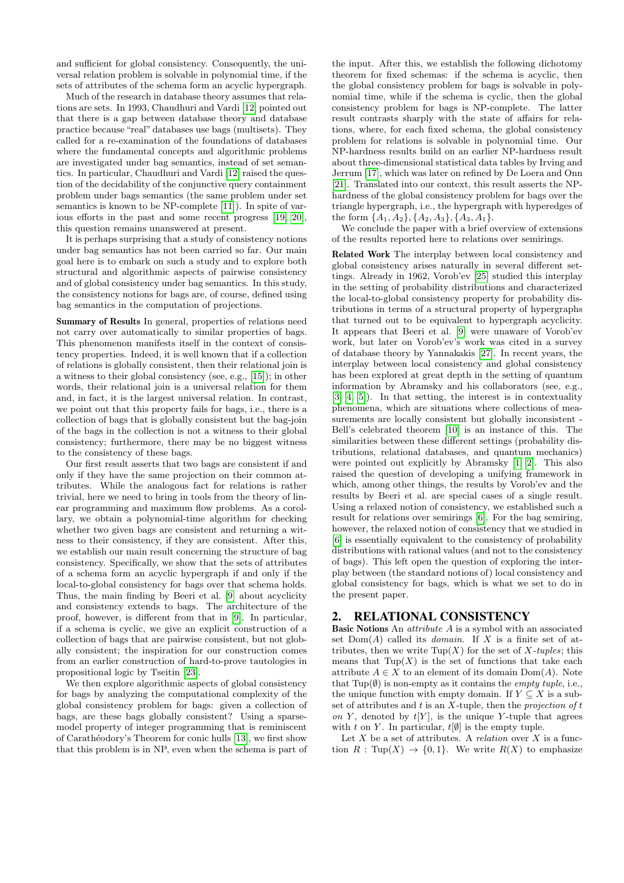and sufficient for global consistency. Consequently, the universal relation problem is solvable in polynomial time, if the sets of attributes of the schema form an acyclic hypergraph.

Much of the research in database theory assumes that relations are sets. In 1993, Chaudhuri and Vardi [12] pointed out that there is a gap between database theory and database practice because "real" databases use bags (multisets). They called for a re-examination of the foundations of databases where the fundamental concepts and algorithmic problems are investigated under bag semantics, instead of set semantics. In particular, Chaudhuri and Vardi [12] raised the question of the decidability of the conjunctive query containment problem under bags semantics (the same problem under set semantics is known to be NP-complete [11]). In spite of various efforts in the past and some recent progress [19, 20], this question remains unanswered at present.

It is perhaps surprising that a study of consistency notions under bag semantics has not been carried so far. Our main goal here is to embark on such a study and to explore both structural and algorithmic aspects of pairwise consistency and of global consistency under bag semantics. In this study, the consistency notions for bags are, of course, defined using bag semantics in the computation of projections.

**Summary of Results** In general, properties of relations need not carry over automatically to similar properties of bags. This phenomenon manifests itself in the context of consistency properties. Indeed, it is well known that if a collection of relations is globally consistent, then their relational join is a witness to their global consistency (see, e.g., [15]); in other words, their relational join is a universal relation for them and, in fact, it is the largest universal relation. In contrast, we point out that this property fails for bags, i.e., there is a collection of bags that is globally consistent but the bag-join of the bags in the collection is not a witness to their global consistency; furthermore, there may be no biggest witness to the consistency of these bags.

Our first result asserts that two bags are consistent if and only if they have the same projection on their common attributes. While the analogous fact for relations is rather trivial, here we need to bring in tools from the theory of linear programming and maximum flow problems. As a corollary, we obtain a polynomial-time algorithm for checking whether two given bags are consistent and returning a witness to their consistency, if they are consistent. After this, we establish our main result concerning the structure of bag consistency. Specifically, we show that the sets of attributes of a schema form an acyclic hypergraph if and only if the local-to-global consistency for bags over that schema holds. Thus, the main finding by Beeri et al. [9] about acyclicity and consistency extends to bags. The architecture of the proof, however, is different from that in [9]. In particular, if a schema is cyclic, we give an explicit construction of a collection of bags that are pairwise consistent, but not globally consistent; the inspiration for our construction comes from an earlier construction of hard-to-prove tautologies in propositional logic by Tseitin [23].

We then explore algorithmic aspects of global consistency for bags by analyzing the computational complexity of the global consistency problem for bags: given a collection of bags, are these bags globally consistent? Using a sparse-model property of integer programming that is reminiscent of Carathéodory's Theorem for conic hulls [13], we first show that this problem is in NP, even when the schema is part of the input. After this, we establish the following dichotomy theorem for fixed schemas: if the schema is acyclic, then the global consistency problem for bags is solvable in polynomial time, while if the schema is cyclic, then the global consistency problem for bags is NP-complete. The latter result contrasts sharply with the state of affairs for relations, where, for each fixed schema, the global consistency problem for relations is solvable in polynomial time. Our NP-hardness results build on an earlier NP-hardness result about three-dimensional statistical data tables by Irving and Jerrum [17], which was later on refined by De Loera and Onn [21]. Translated into our context, this result asserts the NP-hardness of the global consistency problem for bags over the triangle hypergraph, i.e., the hypergraph with hyperedges of the form $\{A_1, A_2\}, \{A_2, A_3\}, \{A_3, A_1\}$.

We conclude the paper with a brief overview of extensions of the results reported here to relations over semirings.

**Related Work** The interplay between local consistency and global consistency arises naturally in several different settings. Already in 1962, Vorob'ev [25] studied this interplay in the setting of probability distributions and characterized the local-to-global consistency property for probability distributions in terms of a structural property of hypergraphs that turned out to be equivalent to hypergraph acyclicity. It appears that Beeri et al. [9] were unaware of Vorob'ev work, but later on Vorob'ev's work was cited in a survey of database theory by Yannakakis [27]. In recent years, the interplay between local consistency and global consistency has been explored at great depth in the setting of quantum information by Abramsky and his collaborators (see, e.g., [3, 4, 5]). In that setting, the interest is in contextuality phenomena, which are situations where collections of measurements are locally consistent but globally inconsistent - Bell's celebrated theorem [10] is an instance of this. The similarities between these different settings (probability distributions, relational databases, and quantum mechanics) were pointed out explicitly by Abramsky [1, 2]. This also raised the question of developing a unifying framework in which, among other things, the results by Vorob'ev and the results by Beeri et al. are special cases of a single result. Using a relaxed notion of consistency, we established such a result for relations over semirings [6]. For the bag semiring, however, the relaxed notion of consistency that we studied in [6] is essentially equivalent to the consistency of probability distributions with rational values (and not to the consistency of bags). This left open the question of exploring the interplay between (the standard notions of) local consistency and global consistency for bags, which is what we set to do in the present paper.

## 2. RELATIONAL CONSISTENCY

**Basic Notions** An *attribute* $A$ is a symbol with an associated set $\mathrm{Dom}(A)$ called its *domain*. If $X$ is a finite set of attributes, then we write $\mathrm{Tup}(X)$ for the set of $X$*-tuples*; this means that $\mathrm{Tup}(X)$ is the set of functions that take each attribute $A \in X$ to an element of its domain $\mathrm{Dom}(A)$. Note that $\mathrm{Tup}(\emptyset)$ is non-empty as it contains the *empty tuple*, i.e., the unique function with empty domain. If $Y \subseteq X$ is a subset of attributes and $t$ is an $X$-tuple, then the *projection of* $t$ *on* $Y$, denoted by $t[Y]$, is the unique $Y$-tuple that agrees with $t$ on $Y$. In particular, $t[\emptyset]$ is the empty tuple.

Let $X$ be a set of attributes. A *relation* over $X$ is a function $R : \mathrm{Tup}(X) \to \{0, 1\}$. We write $R(X)$ to emphasize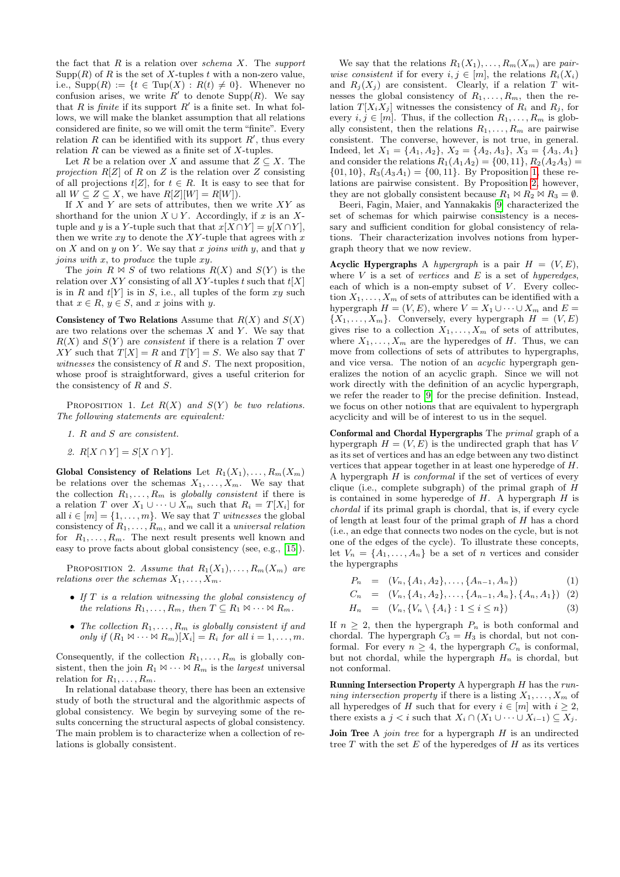the fact that $R$ is a relation over *schema* $X$. The *support* $\text{Supp}(R)$ of $R$ is the set of $X$-tuples $t$ with a non-zero value, i.e., $\text{Supp}(R) := \{t \in \text{Tup}(X) : R(t) \neq 0\}$. Whenever no confusion arises, we write $R'$ to denote $\text{Supp}(R)$. We say that $R$ is *finite* if its support $R'$ is a finite set. In what follows, we will make the blanket assumption that all relations considered are finite, so we will omit the term "finite". Every relation $R$ can be identified with its support $R'$, thus every relation $R$ can be viewed as a finite set of $X$-tuples.

Let $R$ be a relation over $X$ and assume that $Z \subseteq X$. The *projection* $R[Z]$ of $R$ on $Z$ is the relation over $Z$ consisting of all projections $t[Z]$, for $t \in R$. It is easy to see that for all $W \subseteq Z \subseteq X$, we have $R[Z][W] = R[W])$.

If $X$ and $Y$ are sets of attributes, then we write $XY$ as shorthand for the union $X \cup Y$. Accordingly, if $x$ is an $X$-tuple and $y$ is a $Y$-tuple such that $x[X \cap Y] = y[X \cap Y]$, then we write $xy$ to denote the $XY$-tuple that agrees with $x$ on $X$ and on $y$ on $Y$. We say that $x$ *joins with* $y$, and that $y$ *joins with* $x$, to *produce* the tuple $xy$.

The *join* $R \bowtie S$ of two relations $R(X)$ and $S(Y)$ is the relation over $XY$ consisting of all $XY$-tuples $t$ such that $t[X]$ is in $R$ and $t[Y]$ is in $S$, i.e., all tuples of the form $xy$ such that $x \in R$, $y \in S$, and $x$ joins with $y$.

**Consistency of Two Relations** Assume that $R(X)$ and $S(X)$ are two relations over the schemas $X$ and $Y$. We say that $R(X)$ and $S(Y)$ are *consistent* if there is a relation $T$ over $XY$ such that $T[X] = R$ and $T[Y] = S$. We also say that $T$ *witnesses* the consistency of $R$ and $S$. The next proposition, whose proof is straightforward, gives a useful criterion for the consistency of $R$ and $S$.

PROPOSITION 1. *Let $R(X)$ and $S(Y)$ be two relations. The following statements are equivalent:*

1. *$R$ and $S$ are consistent.*
2. *$R[X \cap Y] = S[X \cap Y]$.*

**Global Consistency of Relations** Let $R_1(X_1), \ldots, R_m(X_m)$ be relations over the schemas $X_1, \ldots, X_m$. We say that the collection $R_1, \ldots, R_m$ is *globally consistent* if there is a relation $T$ over $X_1 \cup \cdots \cup X_m$ such that $R_i = T[X_i]$ for all $i \in [m] = \{1, \ldots, m\}$. We say that $T$ *witnesses* the global consistency of $R_1, \ldots, R_m$, and we call it a *universal relation* for $R_1, \ldots, R_m$. The next result presents well known and easy to prove facts about global consistency (see, e.g., [15]).

PROPOSITION 2. *Assume that $R_1(X_1), \ldots, R_m(X_m)$ are relations over the schemas $X_1, \ldots, X_m$.*

- *If $T$ is a relation witnessing the global consistency of the relations $R_1, \ldots, R_m$, then $T \subseteq R_1 \bowtie \cdots \bowtie R_m$.*
- *The collection $R_1, \ldots, R_m$ is globally consistent if and only if $(R_1 \bowtie \cdots \bowtie R_m)[X_i] = R_i$ for all $i = 1, \ldots, m$.*

Consequently, if the collection $R_1, \ldots, R_m$ is globally consistent, then the join $R_1 \bowtie \cdots \bowtie R_m$ is the *largest* universal relation for $R_1, \ldots, R_m$.

In relational database theory, there has been an extensive study of both the structural and the algorithmic aspects of global consistency. We begin by surveying some of the results concerning the structural aspects of global consistency. The main problem is to characterize when a collection of relations is globally consistent.

We say that the relations $R_1(X_1), \ldots, R_m(X_m)$ are *pairwise consistent* if for every $i, j \in [m]$, the relations $R_i(X_i)$ and $R_j(X_j)$ are consistent. Clearly, if a relation $T$ witnesses the global consistency of $R_1, \ldots, R_m$, then the relation $T[X_iX_j]$ witnesses the consistency of $R_i$ and $R_j$, for every $i, j \in [m]$. Thus, if the collection $R_1, \ldots, R_m$ is globally consistent, then the relations $R_1, \ldots, R_m$ are pairwise consistent. The converse, however, is not true, in general. Indeed, let $X_1 = \{A_1, A_2\}$, $X_2 = \{A_2, A_3\}$, $X_3 = \{A_3, A_1\}$ and consider the relations $R_1(A_1A_2) = \{00, 11\}$, $R_2(A_2A_3) = \{01, 10\}$, $R_3(A_3A_1) = \{00, 11\}$. By Proposition 1, these relations are pairwise consistent. By Proposition 2, however, they are not globally consistent because $R_1 \bowtie R_2 \bowtie R_3 = \emptyset$.

Beeri, Fagin, Maier, and Yannakakis [9] characterized the set of schemas for which pairwise consistency is a necessary and sufficient condition for global consistency of relations. Their characterization involves notions from hypergraph theory that we now review.

**Acyclic Hypergraphs** A *hypergraph* is a pair $H = (V, E)$, where $V$ is a set of *vertices* and $E$ is a set of *hyperedges*, each of which is a non-empty subset of $V$. Every collection $X_1, \ldots, X_m$ of sets of attributes can be identified with a hypergraph $H = (V, E)$, where $V = X_1 \cup \cdots \cup X_m$ and $E = \{X_1, \ldots, X_m\}$. Conversely, every hypergraph $H = (V, E)$ gives rise to a collection $X_1, \ldots, X_m$ of sets of attributes, where $X_1, \ldots, X_m$ are the hyperedges of $H$. Thus, we can move from collections of sets of attributes to hypergraphs, and vice versa. The notion of an *acyclic* hypergraph generalizes the notion of an acyclic graph. Since we will not work directly with the definition of an acyclic hypergraph, we refer the reader to [9] for the precise definition. Instead, we focus on other notions that are equivalent to hypergraph acyclicity and will be of interest to us in the sequel.

**Conformal and Chordal Hypergraphs** The *primal* graph of a hypergraph $H = (V, E)$ is the undirected graph that has $V$ as its set of vertices and has an edge between any two distinct vertices that appear together in at least one hyperedge of $H$. A hypergraph $H$ is *conformal* if the set of vertices of every clique (i.e., complete subgraph) of the primal graph of $H$ is contained in some hyperedge of $H$. A hypergraph $H$ is *chordal* if its primal graph is chordal, that is, if every cycle of length at least four of the primal graph of $H$ has a chord (i.e., an edge that connects two nodes on the cycle, but is not one of the edges of the cycle). To illustrate these concepts, let $V_n = \{A_1, \ldots, A_n\}$ be a set of $n$ vertices and consider the hypergraphs

$$P_n = (V_n, \{A_1, A_2\}, \ldots, \{A_{n-1}, A_n\}) \quad (1)$$

$$C_n = (V_n, \{A_1, A_2\}, \ldots, \{A_{n-1}, A_n\}, \{A_n, A_1\}) \quad (2)$$

$$H_n = (V_n, \{V_n \setminus \{A_i\} : 1 \leq i \leq n\}) \quad (3)$$

If $n \geq 2$, then the hypergraph $P_n$ is both conformal and chordal. The hypergraph $C_3 = H_3$ is chordal, but not conformal. For every $n \geq 4$, the hypergraph $C_n$ is conformal, but not chordal, while the hypergraph $H_n$ is chordal, but not conformal.

**Running Intersection Property** A hypergraph $H$ has the *running intersection property* if there is a listing $X_1, \ldots, X_m$ of all hyperedges of $H$ such that for every $i \in [m]$ with $i \geq 2$, there exists a $j < i$ such that $X_i \cap (X_1 \cup \cdots \cup X_{i-1}) \subseteq X_j$.

**Join Tree** A *join tree* for a hypergraph $H$ is an undirected tree $T$ with the set $E$ of the hyperedges of $H$ as its vertices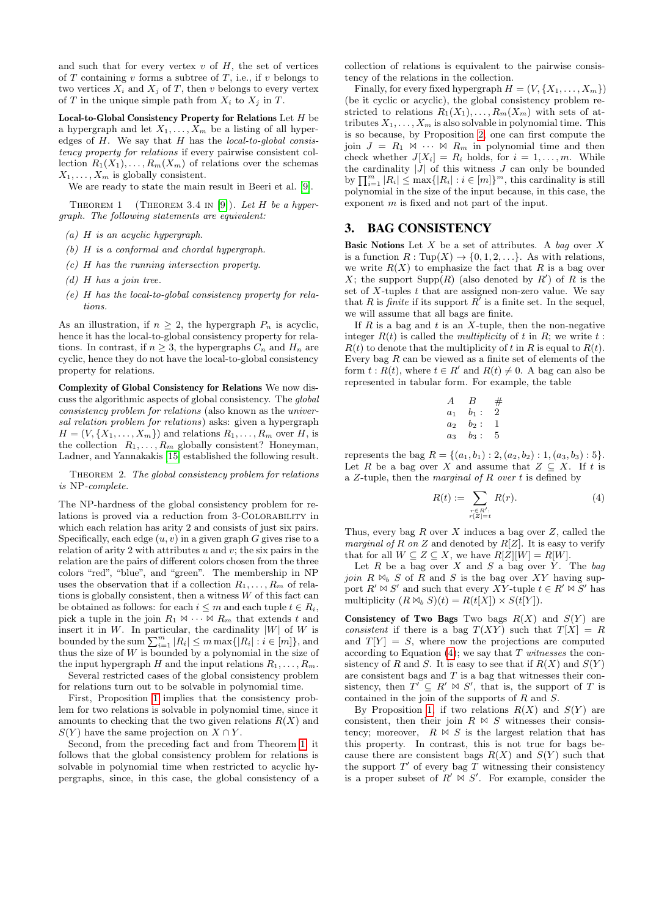and such that for every vertex $v$ of $H$, the set of vertices of $T$ containing $v$ forms a subtree of $T$, i.e., if $v$ belongs to two vertices $X_i$ and $X_j$ of $T$, then $v$ belongs to every vertex of $T$ in the unique simple path from $X_i$ to $X_j$ in $T$.

**Local-to-Global Consistency Property for Relations** Let $H$ be a hypergraph and let $X_1, \ldots, X_m$ be a listing of all hyperedges of $H$. We say that $H$ has the *local-to-global consistency property for relations* if every pairwise consistent collection $R_1(X_1), \ldots, R_m(X_m)$ of relations over the schemas $X_1, \ldots, X_m$ is globally consistent.

We are ready to state the main result in Beeri et al. [9].

THEOREM 1 (THEOREM 3.4 IN [9]). *Let $H$ be a hypergraph. The following statements are equivalent:*

*(a) $H$ is an acyclic hypergraph.*

*(b) $H$ is a conformal and chordal hypergraph.*

*(c) $H$ has the running intersection property.*

*(d) $H$ has a join tree.*

*(e) $H$ has the local-to-global consistency property for relations.*

As an illustration, if $n \geq 2$, the hypergraph $P_n$ is acyclic, hence it has the local-to-global consistency property for relations. In contrast, if $n \geq 3$, the hypergraphs $C_n$ and $H_n$ are cyclic, hence they do not have the local-to-global consistency property for relations.

**Complexity of Global Consistency for Relations** We now discuss the algorithmic aspects of global consistency. The *global consistency problem for relations* (also known as the *universal relation problem for relations*) asks: given a hypergraph $H = (V, \{X_1, \ldots, X_m\})$ and relations $R_1, \ldots, R_m$ over $H$, is the collection $R_1, \ldots, R_m$ globally consistent? Honeyman, Ladner, and Yannakakis [15] established the following result.

THEOREM 2. *The global consistency problem for relations is* NP*-complete.*

The NP-hardness of the global consistency problem for relations is proved via a reduction from 3-COLORABILITY in which each relation has arity 2 and consists of just six pairs. Specifically, each edge $(u, v)$ in a given graph $G$ gives rise to a relation of arity 2 with attributes $u$ and $v$; the six pairs in the relation are the pairs of different colors chosen from the three colors "red", "blue", and "green". The membership in NP uses the observation that if a collection $R_1, \ldots, R_m$ of relations is globally consistent, then a witness $W$ of this fact can be obtained as follows: for each $i \leq m$ and each tuple $t \in R_i$, pick a tuple in the join $R_1 \bowtie \cdots \bowtie R_m$ that extends $t$ and insert it in $W$. In particular, the cardinality $|W|$ of $W$ is bounded by the sum $\sum_{i=1}^{m} |R_i| \leq m \max\{|R_i| : i \in [m]\}$, and thus the size of $W$ is bounded by a polynomial in the size of the input hypergraph $H$ and the input relations $R_1, \ldots, R_m$.

Several restricted cases of the global consistency problem for relations turn out to be solvable in polynomial time.

First, Proposition 1 implies that the consistency problem for two relations is solvable in polynomial time, since it amounts to checking that the two given relations $R(X)$ and $S(Y)$ have the same projection on $X \cap Y$.

Second, from the preceding fact and from Theorem 1, it follows that the global consistency problem for relations is solvable in polynomial time when restricted to acyclic hypergraphs, since, in this case, the global consistency of a collection of relations is equivalent to the pairwise consistency of the relations in the collection.

Finally, for every fixed hypergraph $H = (V, \{X_1, \ldots, X_m\})$ (be it cyclic or acyclic), the global consistency problem restricted to relations $R_1(X_1), \ldots, R_m(X_m)$ with sets of attributes $X_1, \ldots, X_m$ is also solvable in polynomial time. This is so because, by Proposition 2, one can first compute the join $J = R_1 \bowtie \cdots \bowtie R_m$ in polynomial time and then check whether $J[X_i] = R_i$ holds, for $i = 1, \ldots, m$. While the cardinality $|J|$ of this witness $J$ can only be bounded by $\prod_{i=1}^{m} |R_i| \leq \max\{|R_i| : i \in [m]\}^m$, this cardinality is still polynomial in the size of the input because, in this case, the exponent $m$ is fixed and not part of the input.

## 3. BAG CONSISTENCY

**Basic Notions** Let $X$ be a set of attributes. A *bag* over $X$ is a function $R : \mathrm{Tup}(X) \to \{0, 1, 2, \ldots\}$. As with relations, we write $R(X)$ to emphasize the fact that $R$ is a bag over $X$; the support $\mathrm{Supp}(R)$ (also denoted by $R'$) of $R$ is the set of $X$-tuples $t$ that are assigned non-zero value. We say that $R$ is *finite* if its support $R'$ is a finite set. In the sequel, we will assume that all bags are finite.

If $R$ is a bag and $t$ is an $X$-tuple, then the non-negative integer $R(t)$ is called the *multiplicity* of $t$ in $R$; we write $t : R(t)$ to denote that the multiplicity of $t$ in $R$ is equal to $R(t)$. Every bag $R$ can be viewed as a finite set of elements of the form $t : R(t)$, where $t \in R'$ and $R(t) \neq 0$. A bag can also be represented in tabular form. For example, the table

| $A$ | $B$ | # |
|---|---|---|
| $a_1$ | $b_1$ : | 2 |
| $a_2$ | $b_2$ : | 1 |
| $a_3$ | $b_3$ : | 5 |

represents the bag $R = \{(a_1, b_1) : 2, (a_2, b_2) : 1, (a_3, b_3) : 5\}$.

Let $R$ be a bag over $X$ and assume that $Z \subseteq X$. If $t$ is a $Z$-tuple, then the *marginal of $R$ over $t$* is defined by

$$R(t) := \sum_{\substack{r \in R': \\ r[Z]=t}} R(r). \tag{4}$$

Thus, every bag $R$ over $X$ induces a bag over $Z$, called the *marginal of $R$ on $Z$* and denoted by $R[Z]$. It is easy to verify that for all $W \subseteq Z \subseteq X$, we have $R[Z][W] = R[W]$.

Let $R$ be a bag over $X$ and $S$ a bag over $Y$. The *bag join* $R \bowtie_b S$ of $R$ and $S$ is the bag over $XY$ having support $R' \bowtie S'$ and such that every $XY$-tuple $t \in R' \bowtie S'$ has multiplicity $(R \bowtie_b S)(t) = R(t[X]) \times S(t[Y])$.

**Consistency of Two Bags** Two bags $R(X)$ and $S(Y)$ are *consistent* if there is a bag $T(XY)$ such that $T[X] = R$ and $T[Y] = S$, where now the projections are computed according to Equation (4); we say that $T$ *witnesses* the consistency of $R$ and $S$. It is easy to see that if $R(X)$ and $S(Y)$ are consistent bags and $T$ is a bag that witnesses their consistency, then $T' \subseteq R' \bowtie S'$, that is, the support of $T$ is contained in the join of the supports of $R$ and $S$.

By Proposition 1, if two relations $R(X)$ and $S(Y)$ are consistent, then their join $R \bowtie S$ witnesses their consistency; moreover, $R \bowtie S$ is the largest relation that has this property. In contrast, this is not true for bags because there are consistent bags $R(X)$ and $S(Y)$ such that the support $T'$ of every bag $T$ witnessing their consistency is a proper subset of $R' \bowtie S'$. For example, consider the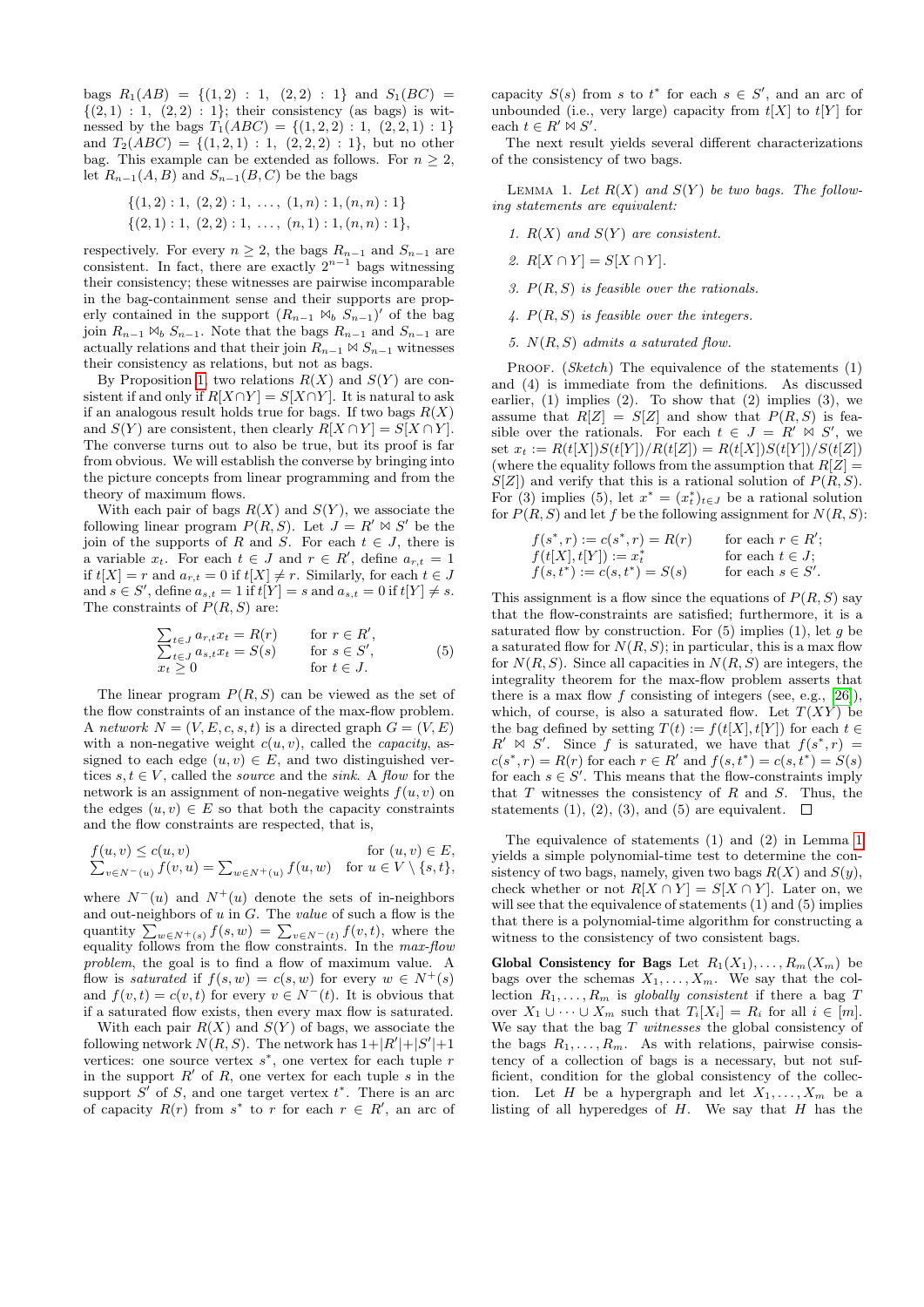bags $R_1(AB) = \{(1,2) : 1,\ (2,2) : 1\}$ and $S_1(BC) = \{(2,1) : 1,\ (2,2) : 1\}$; their consistency (as bags) is witnessed by the bags $T_1(ABC) = \{(1,2,2) : 1,\ (2,2,1) : 1\}$ and $T_2(ABC) = \{(1,2,1) : 1,\ (2,2,2) : 1\}$, but no other bag. This example can be extended as follows. For $n \geq 2$, let $R_{n-1}(A,B)$ and $S_{n-1}(B,C)$ be the bags

$$\{(1,2) : 1,\ (2,2) : 1,\ \ldots,\ (1,n) : 1, (n,n) : 1\}$$
$$\{(2,1) : 1,\ (2,2) : 1,\ \ldots,\ (n,1) : 1, (n,n) : 1\},$$

respectively. For every $n \geq 2$, the bags $R_{n-1}$ and $S_{n-1}$ are consistent. In fact, there are exactly $2^{n-1}$ bags witnessing their consistency; these witnesses are pairwise incomparable in the bag-containment sense and their supports are properly contained in the support $(R_{n-1} \bowtie_b S_{n-1})'$ of the bag join $R_{n-1} \bowtie_b S_{n-1}$. Note that the bags $R_{n-1}$ and $S_{n-1}$ are actually relations and that their join $R_{n-1} \bowtie S_{n-1}$ witnesses their consistency as relations, but not as bags.

By Proposition 1, two relations $R(X)$ and $S(Y)$ are consistent if and only if $R[X \cap Y] = S[X \cap Y]$. It is natural to ask if an analogous result holds true for bags. If two bags $R(X)$ and $S(Y)$ are consistent, then clearly $R[X \cap Y] = S[X \cap Y]$. The converse turns out to also be true, but its proof is far from obvious. We will establish the converse by bringing into the picture concepts from linear programming and from the theory of maximum flows.

With each pair of bags $R(X)$ and $S(Y)$, we associate the following linear program $P(R,S)$. Let $J = R' \bowtie S'$ be the join of the supports of $R$ and $S$. For each $t \in J$, there is a variable $x_t$. For each $t \in J$ and $r \in R'$, define $a_{r,t} = 1$ if $t[X] = r$ and $a_{r,t} = 0$ if $t[X] \neq r$. Similarly, for each $t \in J$ and $s \in S'$, define $a_{s,t} = 1$ if $t[Y] = s$ and $a_{s,t} = 0$ if $t[Y] \neq s$. The constraints of $P(R,S)$ are:

$$\begin{array}{ll} \sum_{t \in J} a_{r,t} x_t = R(r) & \text{for } r \in R', \\ \sum_{t \in J} a_{s,t} x_t = S(s) & \text{for } s \in S', \\ x_t \geq 0 & \text{for } t \in J. \end{array} \tag{5}$$

The linear program $P(R,S)$ can be viewed as the set of the flow constraints of an instance of the max-flow problem. A *network* $N = (V,E,c,s,t)$ is a directed graph $G = (V,E)$ with a non-negative weight $c(u,v)$, called the *capacity*, assigned to each edge $(u,v) \in E$, and two distinguished vertices $s,t \in V$, called the *source* and the *sink*. A *flow* for the network is an assignment of non-negative weights $f(u,v)$ on the edges $(u,v) \in E$ so that both the capacity constraints and the flow constraints are respected, that is,

$$\begin{array}{ll} f(u,v) \leq c(u,v) & \text{for } (u,v) \in E, \\ \sum_{v \in N^-(u)} f(v,u) = \sum_{w \in N^+(u)} f(u,w) & \text{for } u \in V \setminus \{s,t\}, \end{array}$$

where $N^-(u)$ and $N^+(u)$ denote the sets of in-neighbors and out-neighbors of $u$ in $G$. The *value* of such a flow is the quantity $\sum_{w \in N^+(s)} f(s,w) = \sum_{v \in N^-(t)} f(v,t)$, where the equality follows from the flow constraints. In the *max-flow problem*, the goal is to find a flow of maximum value. A flow is *saturated* if $f(s,w) = c(s,w)$ for every $w \in N^+(s)$ and $f(v,t) = c(v,t)$ for every $v \in N^-(t)$. It is obvious that if a saturated flow exists, then every max flow is saturated.

With each pair $R(X)$ and $S(Y)$ of bags, we associate the following network $N(R,S)$. The network has $1+|R'|+|S'|+1$ vertices: one source vertex $s^*$, one vertex for each tuple $r$ in the support $R'$ of $R$, one vertex for each tuple $s$ in the support $S'$ of $S$, and one target vertex $t^*$. There is an arc of capacity $R(r)$ from $s^*$ to $r$ for each $r \in R'$, an arc of capacity $S(s)$ from $s$ to $t^*$ for each $s \in S'$, and an arc of unbounded (i.e., very large) capacity from $t[X]$ to $t[Y]$ for each $t \in R' \bowtie S'$.

The next result yields several different characterizations of the consistency of two bags.

**Lemma 1.** *Let $R(X)$ and $S(Y)$ be two bags. The following statements are equivalent:*

1. *$R(X)$ and $S(Y)$ are consistent.*
2. *$R[X \cap Y] = S[X \cap Y]$.*
3. *$P(R,S)$ is feasible over the rationals.*
4. *$P(R,S)$ is feasible over the integers.*
5. *$N(R,S)$ admits a saturated flow.*

Proof. (*Sketch*) The equivalence of the statements (1) and (4) is immediate from the definitions. As discussed earlier, (1) implies (2). To show that (2) implies (3), we assume that $R[Z] = S[Z]$ and show that $P(R,S)$ is feasible over the rationals. For each $t \in J = R' \bowtie S'$, we set $x_t := R(t[X])S(t[Y])/R(t[Z]) = R(t[X])S(t[Y])/S(t[Z])$ (where the equality follows from the assumption that $R[Z] = S[Z]$) and verify that this is a rational solution of $P(R,S)$. For (3) implies (5), let $x^* = (x^*_t)_{t \in J}$ be a rational solution for $P(R,S)$ and let $f$ be the following assignment for $N(R,S)$:

$$\begin{array}{ll} f(s^*,r) := c(s^*,r) = R(r) & \text{for each } r \in R'; \\ f(t[X],t[Y]) := x^*_t & \text{for each } t \in J; \\ f(s,t^*) := c(s,t^*) = S(s) & \text{for each } s \in S'. \end{array}$$

This assignment is a flow since the equations of $P(R,S)$ say that the flow-constraints are satisfied; furthermore, it is a saturated flow by construction. For (5) implies (1), let $g$ be a saturated flow for $N(R,S)$; in particular, this is a max flow for $N(R,S)$. Since all capacities in $N(R,S)$ are integers, the integrality theorem for the max-flow problem asserts that there is a max flow $f$ consisting of integers (see, e.g., [26]), which, of course, is also a saturated flow. Let $T(XY)$ be the bag defined by setting $T(t) := f(t[X],t[Y])$ for each $t \in R' \bowtie S'$. Since $f$ is saturated, we have that $f(s^*,r) = c(s^*,r) = R(r)$ for each $r \in R'$ and $f(s,t^*) = c(s,t^*) = S(s)$ for each $s \in S'$. This means that the flow-constraints imply that $T$ witnesses the consistency of $R$ and $S$. Thus, the statements (1), (2), (3), and (5) are equivalent. ☐

The equivalence of statements (1) and (2) in Lemma 1 yields a simple polynomial-time test to determine the consistency of two bags, namely, given two bags $R(X)$ and $S(y)$, check whether or not $R[X \cap Y] = S[X \cap Y]$. Later on, we will see that the equivalence of statements (1) and (5) implies that there is a polynomial-time algorithm for constructing a witness to the consistency of two consistent bags.

**Global Consistency for Bags** Let $R_1(X_1), \ldots, R_m(X_m)$ be bags over the schemas $X_1, \ldots, X_m$. We say that the collection $R_1, \ldots, R_m$ is *globally consistent* if there a bag $T$ over $X_1 \cup \cdots \cup X_m$ such that $T_i[X_i] = R_i$ for all $i \in [m]$. We say that the bag $T$ *witnesses* the global consistency of the bags $R_1, \ldots, R_m$. As with relations, pairwise consistency of a collection of bags is a necessary, but not sufficient, condition for the global consistency of the collection. Let $H$ be a hypergraph and let $X_1, \ldots, X_m$ be a listing of all hyperedges of $H$. We say that $H$ has the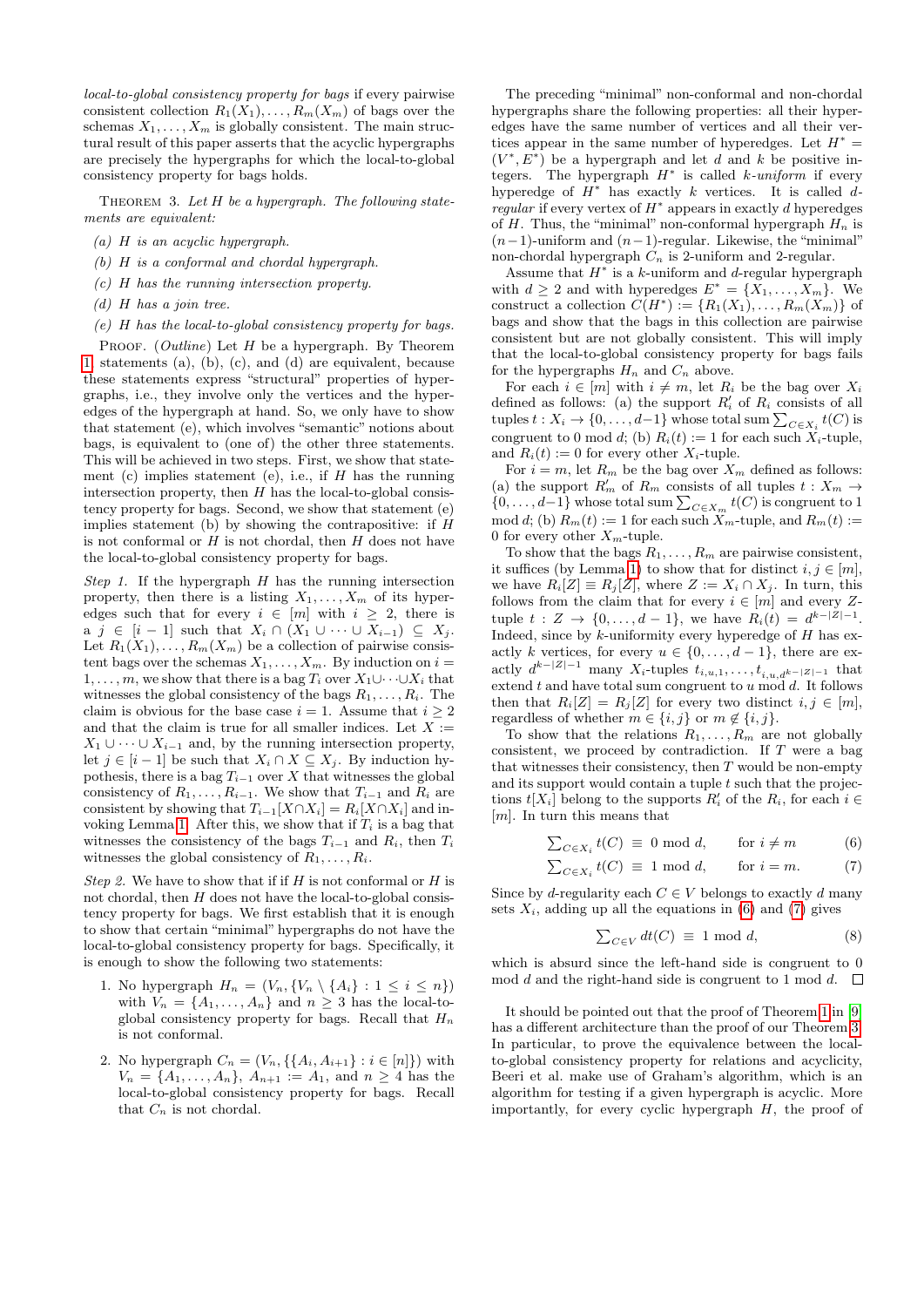*local-to-global consistency property for bags* if every pairwise consistent collection $R_1(X_1), \ldots, R_m(X_m)$ of bags over the schemas $X_1, \ldots, X_m$ is globally consistent. The main structural result of this paper asserts that the acyclic hypergraphs are precisely the hypergraphs for which the local-to-global consistency property for bags holds.

Theorem 3. *Let $H$ be a hypergraph. The following statements are equivalent:*

*(a) $H$ is an acyclic hypergraph.*

*(b) $H$ is a conformal and chordal hypergraph.*

*(c) $H$ has the running intersection property.*

*(d) $H$ has a join tree.*

*(e) $H$ has the local-to-global consistency property for bags.*

Proof. (*Outline*) Let $H$ be a hypergraph. By Theorem 1 statements (a), (b), (c), and (d) are equivalent, because these statements express "structural" properties of hypergraphs, i.e., they involve only the vertices and the hyperedges of the hypergraph at hand. So, we only have to show that statement (e), which involves "semantic" notions about bags, is equivalent to (one of) the other three statements. This will be achieved in two steps. First, we show that statement (c) implies statement (e), i.e., if $H$ has the running intersection property, then $H$ has the local-to-global consistency property for bags. Second, we show that statement (e) implies statement (b) by showing the contrapositive: if $H$ is not conformal or $H$ is not chordal, then $H$ does not have the local-to-global consistency property for bags.

*Step 1.* If the hypergraph $H$ has the running intersection property, then there is a listing $X_1, \ldots, X_m$ of its hyperedges such that for every $i \in [m]$ with $i \geq 2$, there is a $j \in [i-1]$ such that $X_i \cap (X_1 \cup \cdots \cup X_{i-1}) \subseteq X_j$. Let $R_1(X_1), \ldots, R_m(X_m)$ be a collection of pairwise consistent bags over the schemas $X_1, \ldots, X_m$. By induction on $i = 1, \ldots, m$, we show that there is a bag $T_i$ over $X_1 \cup \cdots \cup X_i$ that witnesses the global consistency of the bags $R_1, \ldots, R_i$. The claim is obvious for the base case $i = 1$. Assume that $i \geq 2$ and that the claim is true for all smaller indices. Let $X := X_1 \cup \cdots \cup X_{i-1}$ and, by the running intersection property, let $j \in [i-1]$ be such that $X_i \cap X \subseteq X_j$. By induction hypothesis, there is a bag $T_{i-1}$ over $X$ that witnesses the global consistency of $R_1, \ldots, R_{i-1}$. We show that $T_{i-1}$ and $R_i$ are consistent by showing that $T_{i-1}[X \cap X_i] = R_i[X \cap X_i]$ and invoking Lemma 1. After this, we show that if $T_i$ is a bag that witnesses the consistency of the bags $T_{i-1}$ and $R_i$, then $T_i$ witnesses the global consistency of $R_1, \ldots, R_i$.

*Step 2.* We have to show that if if $H$ is not conformal or $H$ is not chordal, then $H$ does not have the local-to-global consistency property for bags. We first establish that it is enough to show that certain "minimal" hypergraphs do not have the local-to-global consistency property for bags. Specifically, it is enough to show the following two statements:

1. No hypergraph $H_n = (V_n, \{V_n \setminus \{A_i\} : 1 \leq i \leq n\})$ with $V_n = \{A_1, \ldots, A_n\}$ and $n \geq 3$ has the local-to-global consistency property for bags. Recall that $H_n$ is not conformal.

2. No hypergraph $C_n = (V_n, \{\{A_i, A_{i+1}\} : i \in [n]\})$ with $V_n = \{A_1, \ldots, A_n\}$, $A_{n+1} := A_1$, and $n \geq 4$ has the local-to-global consistency property for bags. Recall that $C_n$ is not chordal.

The preceding "minimal" non-conformal and non-chordal hypergraphs share the following properties: all their hyperedges have the same number of vertices and all their vertices appear in the same number of hyperedges. Let $H^* = (V^*, E^*)$ be a hypergraph and let $d$ and $k$ be positive integers. The hypergraph $H^*$ is called *$k$-uniform* if every hyperedge of $H^*$ has exactly $k$ vertices. It is called *$d$-regular* if every vertex of $H^*$ appears in exactly $d$ hyperedges of $H$. Thus, the "minimal" non-conformal hypergraph $H_n$ is $(n-1)$-uniform and $(n-1)$-regular. Likewise, the "minimal" non-chordal hypergraph $C_n$ is 2-uniform and 2-regular.

Assume that $H^*$ is a $k$-uniform and $d$-regular hypergraph with $d \geq 2$ and with hyperedges $E^* = \{X_1, \ldots, X_m\}$. We construct a collection $C(H^*) := \{R_1(X_1), \ldots, R_m(X_m)\}$ of bags and show that the bags in this collection are pairwise consistent but are not globally consistent. This will imply that the local-to-global consistency property for bags fails for the hypergraphs $H_n$ and $C_n$ above.

For each $i \in [m]$ with $i \neq m$, let $R_i$ be the bag over $X_i$ defined as follows: (a) the support $R'_i$ of $R_i$ consists of all tuples $t : X_i \to \{0, \ldots, d-1\}$ whose total sum $\sum_{C \in X_i} t(C)$ is congruent to 0 mod $d$; (b) $R_i(t) := 1$ for each such $X_i$-tuple, and $R_i(t) := 0$ for every other $X_i$-tuple.

For $i = m$, let $R_m$ be the bag over $X_m$ defined as follows: (a) the support $R'_m$ of $R_m$ consists of all tuples $t : X_m \to \{0, \ldots, d-1\}$ whose total sum $\sum_{C \in X_m} t(C)$ is congruent to 1 mod $d$; (b) $R_m(t) := 1$ for each such $X_m$-tuple, and $R_m(t) := 0$ for every other $X_m$-tuple.

To show that the bags $R_1, \ldots, R_m$ are pairwise consistent, it suffices (by Lemma 1) to show that for distinct $i, j \in [m]$, we have $R_i[Z] \equiv R_j[Z]$, where $Z := X_i \cap X_j$. In turn, this follows from the claim that for every $i \in [m]$ and every $Z$-tuple $t : Z \to \{0, \ldots, d-1\}$, we have $R_i(t) = d^{k-|Z|-1}$. Indeed, since by $k$-uniformity every hyperedge of $H$ has exactly $k$ vertices, for every $u \in \{0, \ldots, d-1\}$, there are exactly $d^{k-|Z|-1}$ many $X_i$-tuples $t_{i,u,1}, \ldots, t_{i,u,d^{k-|Z|-1}}$ that extend $t$ and have total sum congruent to $u$ mod $d$. It follows then that $R_i[Z] = R_j[Z]$ for every two distinct $i, j \in [m]$, regardless of whether $m \in \{i, j\}$ or $m \notin \{i, j\}$.

To show that the relations $R_1, \ldots, R_m$ are not globally consistent, we proceed by contradiction. If $T$ were a bag that witnesses their consistency, then $T$ would be non-empty and its support would contain a tuple $t$ such that the projections $t[X_i]$ belong to the supports $R'_i$ of the $R_i$, for each $i \in [m]$. In turn this means that

$$\textstyle\sum_{C \in X_i} t(C) \;\equiv\; 0 \bmod d, \qquad \text{for } i \neq m \tag{6}$$

$$\textstyle\sum_{C \in X_i} t(C) \;\equiv\; 1 \bmod d, \qquad \text{for } i = m. \tag{7}$$

Since by $d$-regularity each $C \in V$ belongs to exactly $d$ many sets $X_i$, adding up all the equations in (6) and (7) gives

$$\textstyle\sum_{C \in V} dt(C) \;\equiv\; 1 \bmod d, \tag{8}$$

which is absurd since the left-hand side is congruent to 0 mod $d$ and the right-hand side is congruent to 1 mod $d$. □

It should be pointed out that the proof of Theorem 1 in [9] has a different architecture than the proof of our Theorem 3. In particular, to prove the equivalence between the local-to-global consistency property for relations and acyclicity, Beeri et al. make use of Graham's algorithm, which is an algorithm for testing if a given hypergraph is acyclic. More importantly, for every cyclic hypergraph $H$, the proof of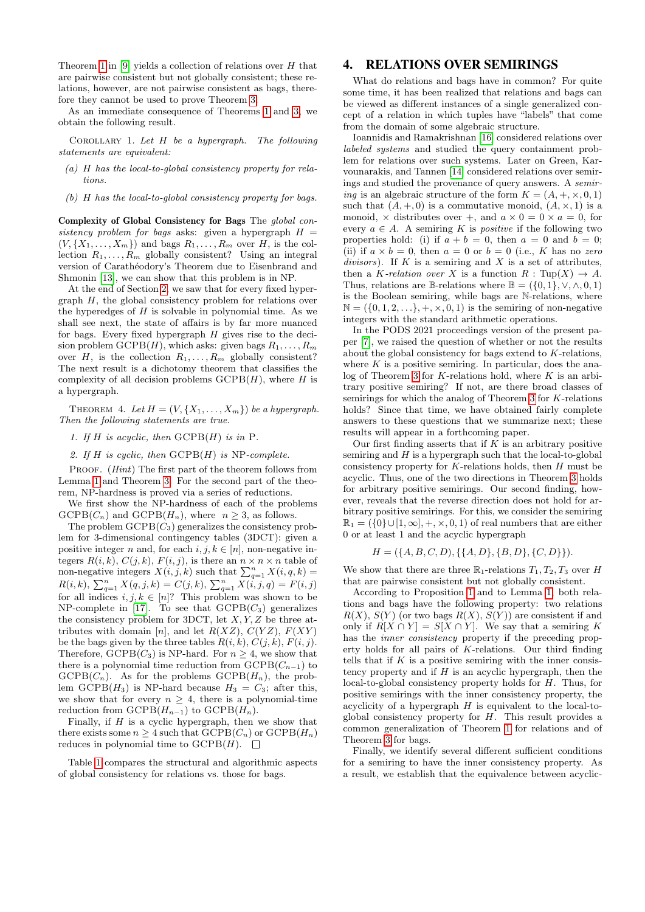Theorem 1 in [9] yields a collection of relations over $H$ that are pairwise consistent but not globally consistent; these relations, however, are not pairwise consistent as bags, therefore they cannot be used to prove Theorem 3.

As an immediate consequence of Theorems 1 and 3, we obtain the following result.

Corollary 1. *Let $H$ be a hypergraph. The following statements are equivalent:*

*(a) $H$ has the local-to-global consistency property for relations.*

*(b) $H$ has the local-to-global consistency property for bags.*

**Complexity of Global Consistency for Bags** The *global consistency problem for bags* asks: given a hypergraph $H = (V, \{X_1, \ldots, X_m\})$ and bags $R_1, \ldots, R_m$ over $H$, is the collection $R_1, \ldots, R_m$ globally consistent? Using an integral version of Carathéodory's Theorem due to Eisenbrand and Shmonin [13], we can show that this problem is in NP.

At the end of Section 2, we saw that for every fixed hypergraph $H$, the global consistency problem for relations over the hyperedges of $H$ is solvable in polynomial time. As we shall see next, the state of affairs is by far more nuanced for bags. Every fixed hypergraph $H$ gives rise to the decision problem GCPB($H$), which asks: given bags $R_1, \ldots, R_m$ over $H$, is the collection $R_1, \ldots, R_m$ globally consistent? The next result is a dichotomy theorem that classifies the complexity of all decision problems GCPB($H$), where $H$ is a hypergraph.

Theorem 4. *Let $H = (V, \{X_1, \ldots, X_m\})$ be a hypergraph. Then the following statements are true.*

1. *If $H$ is acyclic, then GCPB($H$) is in P.*
2. *If $H$ is cyclic, then GCPB($H$) is NP-complete.*

Proof. (*Hint*) The first part of the theorem follows from Lemma 1 and Theorem 3. For the second part of the theorem, NP-hardness is proved via a series of reductions.

We first show the NP-hardness of each of the problems GCPB($C_n$) and GCPB($H_n$), where $n \geq 3$, as follows.

The problem GCPB($C_3$) generalizes the consistency problem for 3-dimensional contingency tables (3DCT): given a positive integer $n$ and, for each $i, j, k \in [n]$, non-negative integers $R(i,k)$, $C(j,k)$, $F(i,j)$, is there an $n \times n \times n$ table of non-negative integers $X(i,j,k)$ such that $\sum_{q=1}^{n} X(i,q,k) = R(i,k)$, $\sum_{q=1}^{n} X(q,j,k) = C(j,k)$, $\sum_{q=1}^{n} X(i,j,q) = F(i,j)$ for all indices $i, j, k \in [n]$? This problem was shown to be NP-complete in [17]. To see that GCPB($C_3$) generalizes the consistency problem for 3DCT, let $X, Y, Z$ be three attributes with domain $[n]$, and let $R(XZ)$, $C(YZ)$, $F(XY)$ be the bags given by the three tables $R(i,k)$, $C(j,k)$, $F(i,j)$. Therefore, GCPB($C_3$) is NP-hard. For $n \geq 4$, we show that there is a polynomial time reduction from GCPB($C_{n-1}$) to GCPB($C_n$). As for the problems GCPB($H_n$), the problem GCPB($H_3$) is NP-hard because $H_3 = C_3$; after this, we show that for every $n \geq 4$, there is a polynomial-time reduction from GCPB($H_{n-1}$) to GCPB($H_n$).

Finally, if $H$ is a cyclic hypergraph, then we show that there exists some $n \geq 4$ such that GCPB($C_n$) or GCPB($H_n$) reduces in polynomial time to GCPB($H$). □

Table 1 compares the structural and algorithmic aspects of global consistency for relations vs. those for bags.

## 4. RELATIONS OVER SEMIRINGS

What do relations and bags have in common? For quite some time, it has been realized that relations and bags can be viewed as different instances of a single generalized concept of a relation in which tuples have "labels" that come from the domain of some algebraic structure.

Ioannidis and Ramakrishnan [16] considered relations over *labeled systems* and studied the query containment problem for relations over such systems. Later on Green, Karvounarakis, and Tannen [14] considered relations over semirings and studied the provenance of query answers. A *semiring* is an algebraic structure of the form $K = (A, +, \times, 0, 1)$ such that $(A, +, 0)$ is a commutative monoid, $(A, \times, 1)$ is a monoid, $\times$ distributes over $+$, and $a \times 0 = 0 \times a = 0$, for every $a \in A$. A semiring $K$ is *positive* if the following two properties hold: (i) if $a + b = 0$, then $a = 0$ and $b = 0$; (ii) if $a \times b = 0$, then $a = 0$ or $b = 0$ (i.e., $K$ has no *zero divisors*). If $K$ is a semiring and $X$ is a set of attributes, then a $K$*-relation over* $X$ is a function $R : \mathrm{Tup}(X) \to A$. Thus, relations are $\mathbb{B}$-relations where $\mathbb{B} = (\{0,1\}, \vee, \wedge, 0, 1)$ is the Boolean semiring, while bags are $\mathbb{N}$-relations, where $\mathbb{N} = (\{0, 1, 2, \ldots\}, +, \times, 0, 1)$ is the semiring of non-negative integers with the standard arithmetic operations.

In the PODS 2021 proceedings version of the present paper [7], we raised the question of whether or not the results about the global consistency for bags extend to $K$-relations, where $K$ is a positive semiring. In particular, does the analog of Theorem 3 for $K$-relations hold, where $K$ is an arbitrary positive semiring? If not, are there broad classes of semirings for which the analog of Theorem 3 for $K$-relations holds? Since that time, we have obtained fairly complete answers to these questions that we summarize next; these results will appear in a forthcoming paper.

Our first finding asserts that if $K$ is an arbitrary positive semiring and $H$ is a hypergraph such that the local-to-global consistency property for $K$-relations holds, then $H$ must be acyclic. Thus, one of the two directions in Theorem 3 holds for arbitrary positive semirings. Our second finding, however, reveals that the reverse direction does not hold for arbitrary positive semirings. For this, we consider the semiring $\mathbb{R}_1 = (\{0\} \cup [1, \infty], +, \times, 0, 1)$ of real numbers that are either 0 or at least 1 and the acyclic hypergraph

$$H = (\{A, B, C, D\}, \{\{A, D\}, \{B, D\}, \{C, D\}\}).$$

We show that there are three $\mathbb{R}_1$-relations $T_1, T_2, T_3$ over $H$ that are pairwise consistent but not globally consistent.

According to Proposition 1 and to Lemma 1, both relations and bags have the following property: two relations $R(X)$, $S(Y)$ (or two bags $R(X)$, $S(Y)$) are consistent if and only if $R[X \cap Y] = S[X \cap Y]$. We say that a semiring $K$ has the *inner consistency* property if the preceding property holds for all pairs of $K$-relations. Our third finding tells that if $K$ is a positive semiring with the inner consistency property and if $H$ is an acyclic hypergraph, then the local-to-global consistency property holds for $H$. Thus, for positive semirings with the inner consistency property, the acyclicity of a hypergraph $H$ is equivalent to the local-to-global consistency property for $H$. This result provides a common generalization of Theorem 1 for relations and of Theorem 3 for bags.

Finally, we identify several different sufficient conditions for a semiring to have the inner consistency property. As a result, we establish that the equivalence between acyclic-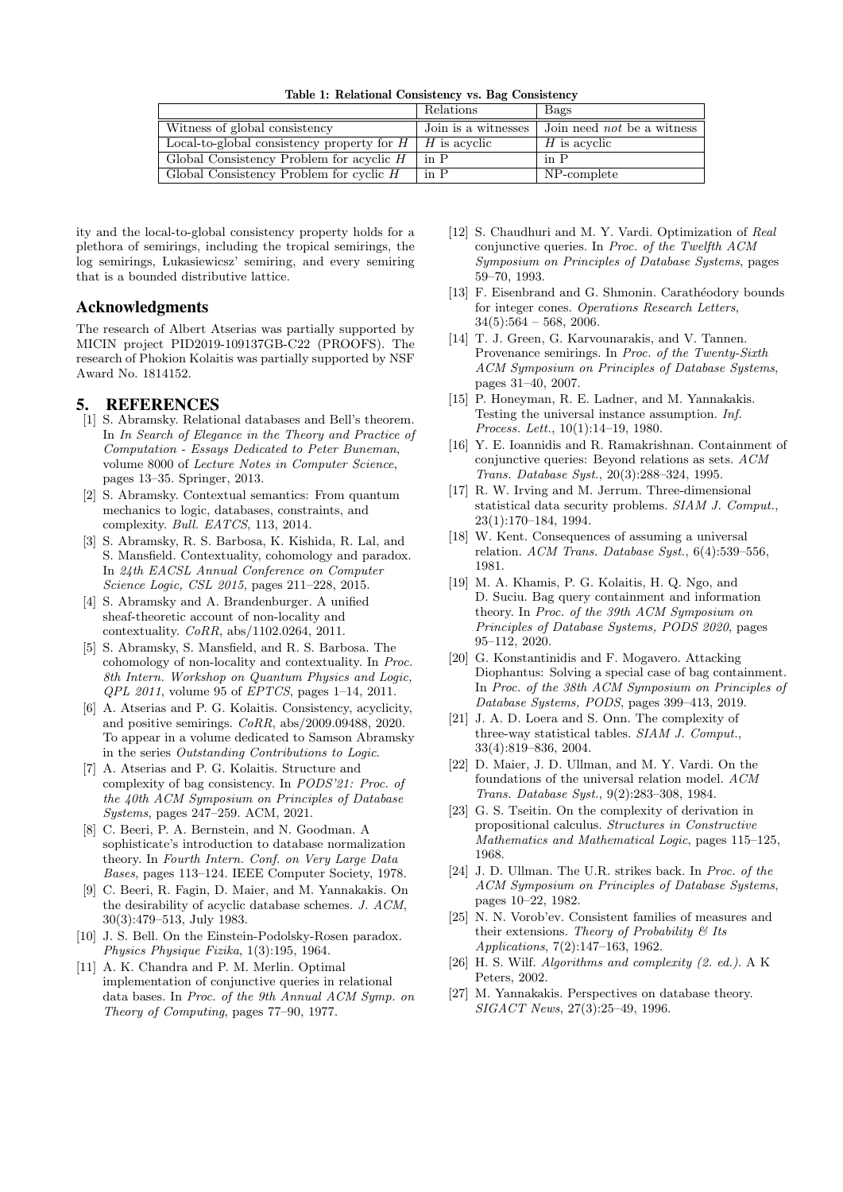Table 1: Relational Consistency vs. Bag Consistency

| | Relations | Bags |
|---|---|---|
| Witness of global consistency | Join is a witnesses | Join need *not* be a witness |
| Local-to-global consistency property for $H$ | $H$ is acyclic | $H$ is acyclic |
| Global Consistency Problem for acyclic $H$ | in P | in P |
| Global Consistency Problem for cyclic $H$ | in P | NP-complete |

ity and the local-to-global consistency property holds for a plethora of semirings, including the tropical semirings, the log semirings, Łukasiewicsz' semiring, and every semiring that is a bounded distributive lattice.

## Acknowledgments

The research of Albert Atserias was partially supported by MICIN project PID2019-109137GB-C22 (PROOFS). The research of Phokion Kolaitis was partially supported by NSF Award No. 1814152.

## 5. REFERENCES

[1] S. Abramsky. Relational databases and Bell's theorem. In *In Search of Elegance in the Theory and Practice of Computation - Essays Dedicated to Peter Buneman*, volume 8000 of *Lecture Notes in Computer Science*, pages 13–35. Springer, 2013.

[2] S. Abramsky. Contextual semantics: From quantum mechanics to logic, databases, constraints, and complexity. *Bull. EATCS*, 113, 2014.

[3] S. Abramsky, R. S. Barbosa, K. Kishida, R. Lal, and S. Mansfield. Contextuality, cohomology and paradox. In *24th EACSL Annual Conference on Computer Science Logic, CSL 2015*, pages 211–228, 2015.

[4] S. Abramsky and A. Brandenburger. A unified sheaf-theoretic account of non-locality and contextuality. *CoRR*, abs/1102.0264, 2011.

[5] S. Abramsky, S. Mansfield, and R. S. Barbosa. The cohomology of non-locality and contextuality. In *Proc. 8th Intern. Workshop on Quantum Physics and Logic, QPL 2011*, volume 95 of *EPTCS*, pages 1–14, 2011.

[6] A. Atserias and P. G. Kolaitis. Consistency, acyclicity, and positive semirings. *CoRR*, abs/2009.09488, 2020. To appear in a volume dedicated to Samson Abramsky in the series *Outstanding Contributions to Logic*.

[7] A. Atserias and P. G. Kolaitis. Structure and complexity of bag consistency. In *PODS'21: Proc. of the 40th ACM Symposium on Principles of Database Systems*, pages 247–259. ACM, 2021.

[8] C. Beeri, P. A. Bernstein, and N. Goodman. A sophisticate's introduction to database normalization theory. In *Fourth Intern. Conf. on Very Large Data Bases*, pages 113–124. IEEE Computer Society, 1978.

[9] C. Beeri, R. Fagin, D. Maier, and M. Yannakakis. On the desirability of acyclic database schemes. *J. ACM*, 30(3):479–513, July 1983.

[10] J. S. Bell. On the Einstein-Podolsky-Rosen paradox. *Physics Physique Fizika*, 1(3):195, 1964.

[11] A. K. Chandra and P. M. Merlin. Optimal implementation of conjunctive queries in relational data bases. In *Proc. of the 9th Annual ACM Symp. on Theory of Computing*, pages 77–90, 1977.

[12] S. Chaudhuri and M. Y. Vardi. Optimization of *Real* conjunctive queries. In *Proc. of the Twelfth ACM Symposium on Principles of Database Systems*, pages 59–70, 1993.

[13] F. Eisenbrand and G. Shmonin. Carathéodory bounds for integer cones. *Operations Research Letters*, 34(5):564 – 568, 2006.

[14] T. J. Green, G. Karvounarakis, and V. Tannen. Provenance semirings. In *Proc. of the Twenty-Sixth ACM Symposium on Principles of Database Systems*, pages 31–40, 2007.

[15] P. Honeyman, R. E. Ladner, and M. Yannakakis. Testing the universal instance assumption. *Inf. Process. Lett.*, 10(1):14–19, 1980.

[16] Y. E. Ioannidis and R. Ramakrishnan. Containment of conjunctive queries: Beyond relations as sets. *ACM Trans. Database Syst.*, 20(3):288–324, 1995.

[17] R. W. Irving and M. Jerrum. Three-dimensional statistical data security problems. *SIAM J. Comput.*, 23(1):170–184, 1994.

[18] W. Kent. Consequences of assuming a universal relation. *ACM Trans. Database Syst.*, 6(4):539–556, 1981.

[19] M. A. Khamis, P. G. Kolaitis, H. Q. Ngo, and D. Suciu. Bag query containment and information theory. In *Proc. of the 39th ACM Symposium on Principles of Database Systems, PODS 2020*, pages 95–112, 2020.

[20] G. Konstantinidis and F. Mogavero. Attacking Diophantus: Solving a special case of bag containment. In *Proc. of the 38th ACM Symposium on Principles of Database Systems, PODS*, pages 399–413, 2019.

[21] J. A. D. Loera and S. Onn. The complexity of three-way statistical tables. *SIAM J. Comput.*, 33(4):819–836, 2004.

[22] D. Maier, J. D. Ullman, and M. Y. Vardi. On the foundations of the universal relation model. *ACM Trans. Database Syst.*, 9(2):283–308, 1984.

[23] G. S. Tseitin. On the complexity of derivation in propositional calculus. *Structures in Constructive Mathematics and Mathematical Logic*, pages 115–125, 1968.

[24] J. D. Ullman. The U.R. strikes back. In *Proc. of the ACM Symposium on Principles of Database Systems*, pages 10–22, 1982.

[25] N. N. Vorob'ev. Consistent families of measures and their extensions. *Theory of Probability & Its Applications*, 7(2):147–163, 1962.

[26] H. S. Wilf. *Algorithms and complexity (2. ed.)*. A K Peters, 2002.

[27] M. Yannakakis. Perspectives on database theory. *SIGACT News*, 27(3):25–49, 1996.